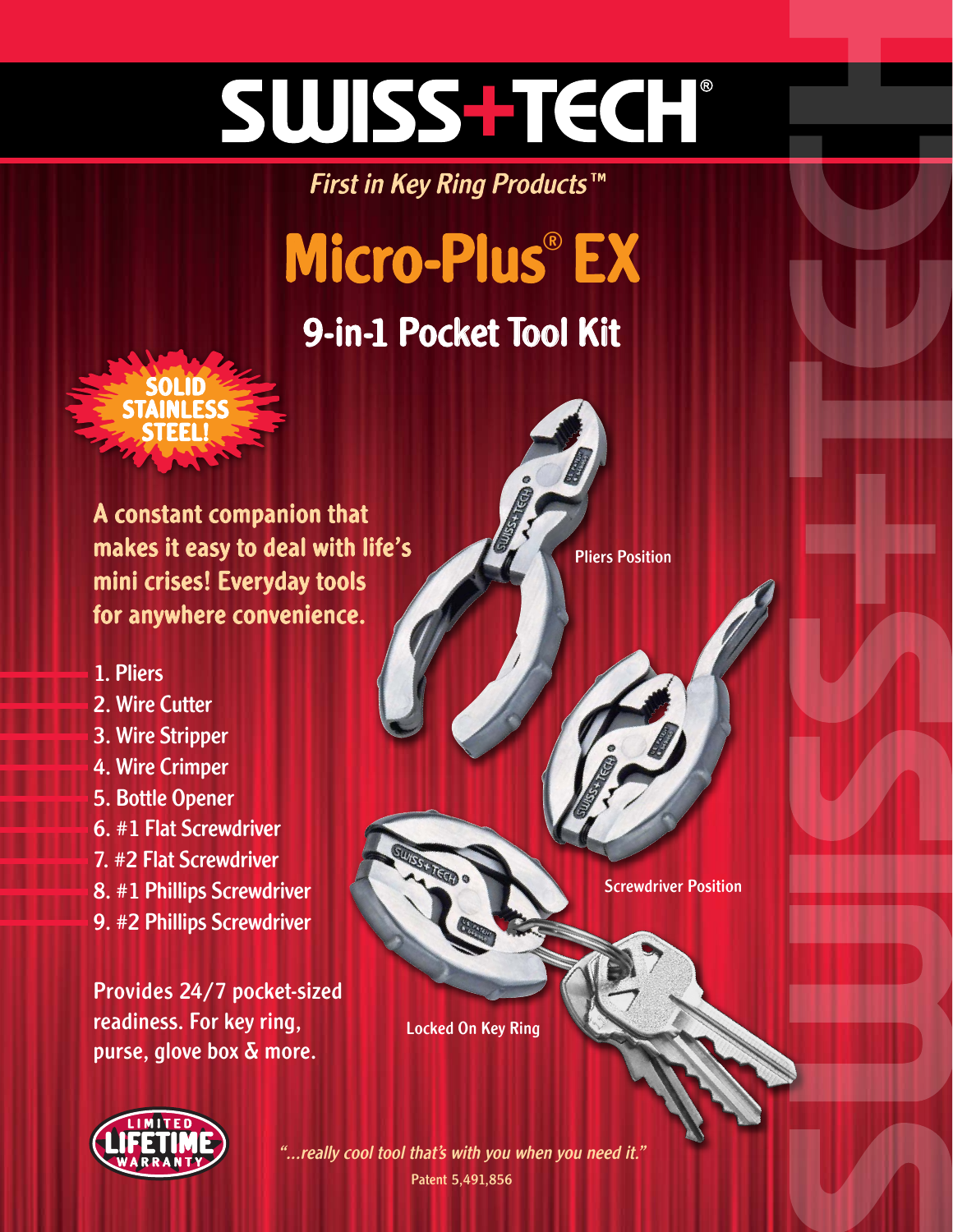# SWISS+TECH®

*First in Key Ring Products™*

# Micro-Plus® EX

## 9-in-1 Pocket Tool Kit

**SOLID STAINLESS STEEL!**

**A constant companion that makes it easy to deal with life's mini crises! Everyday tools for anywhere convenience.**

1. Pliers
2. Wire Cutter
3. Wire Stripper
4. Wire Crimper
5. Bottle Opener
6. #1 Flat Screwdriver
7. #2 Flat Screwdriver
8. #1 Phillips Screwdriver
9. #2 Phillips Screwdriver

**Provides 24/7 pocket-sized readiness. For key ring, purse, glove box & more.**

Pliers Position

Screwdriver Position

Locked On Key Ring

LIMITED LIFETIME WARRANTY

*"...really cool tool that's with you when you need it."*

Patent 5,491,856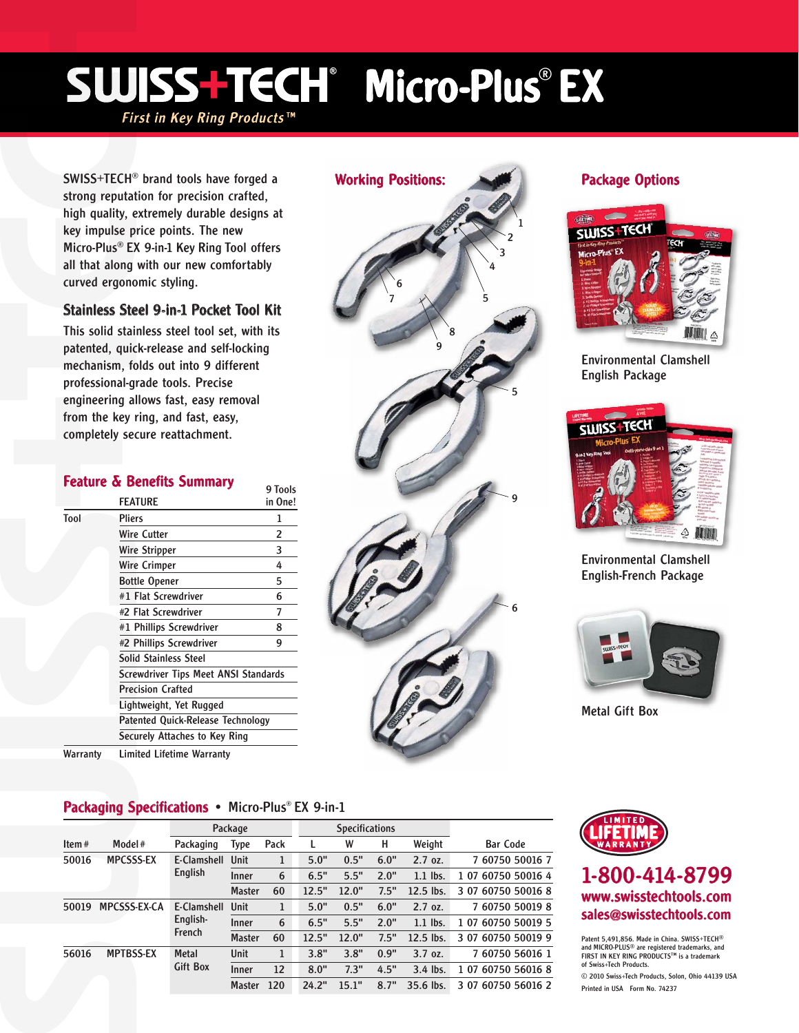# SWISS+TECH® Micro-Plus® EX

*First in Key Ring Products™*

SWISS+TECH® brand tools have forged a strong reputation for precision crafted, high quality, extremely durable designs at key impulse price points. The new Micro-Plus® EX 9-in-1 Key Ring Tool offers all that along with our new comfortably curved ergonomic styling.

## Stainless Steel 9-in-1 Pocket Tool Kit

This solid stainless steel tool set, with its patented, quick-release and self-locking mechanism, folds out into 9 different professional-grade tools. Precise engineering allows fast, easy removal from the key ring, and fast, easy, completely secure reattachment.

## Feature & Benefits Summary

| | FEATURE | 9 Tools in One! |
|---|---|---|
| Tool | Pliers | 1 |
| | Wire Cutter | 2 |
| | Wire Stripper | 3 |
| | Wire Crimper | 4 |
| | Bottle Opener | 5 |
| | #1 Flat Screwdriver | 6 |
| | #2 Flat Screwdriver | 7 |
| | #1 Phillips Screwdriver | 8 |
| | #2 Phillips Screwdriver | 9 |
| | Solid Stainless Steel | |
| | Screwdriver Tips Meet ANSI Standards | |
| | Precision Crafted | |
| | Lightweight, Yet Rugged | |
| | Patented Quick-Release Technology | |
| | Securely Attaches to Key Ring | |
| Warranty | Limited Lifetime Warranty | |

## Working Positions:

1 2 3 4 5 6 7 8 9

## Package Options

Environmental Clamshell English Package

Environmental Clamshell English-French Package

Metal Gift Box

## Packaging Specifications • Micro-Plus® EX 9-in-1

| | | Package | | | Specifications | | | | |
|---|---|---|---|---|---|---|---|---|---|
| Item # | Model # | Packaging | Type | Pack | L | W | H | Weight | Bar Code |
| 50016 | MPCSSS-EX | E-Clamshell English | Unit | 1 | 5.0" | 0.5" | 6.0" | 2.7 oz. | 7 60750 50016 7 |
| | | | Inner | 6 | 6.5" | 5.5" | 2.0" | 1.1 lbs. | 1 07 60750 50016 4 |
| | | | Master | 60 | 12.5" | 12.0" | 7.5" | 12.5 lbs. | 3 07 60750 50016 8 |
| 50019 | MPCSSS-EX-CA | E-Clamshell English-French | Unit | 1 | 5.0" | 0.5" | 6.0" | 2.7 oz. | 7 60750 50019 8 |
| | | | Inner | 6 | 6.5" | 5.5" | 2.0" | 1.1 lbs. | 1 07 60750 50019 5 |
| | | | Master | 60 | 12.5" | 12.0" | 7.5" | 12.5 lbs. | 3 07 60750 50019 9 |
| 56016 | MPTBSS-EX | Metal Gift Box | Unit | 1 | 3.8" | 3.8" | 0.9" | 3.7 oz. | 7 60750 56016 1 |
| | | | Inner | 12 | 8.0" | 7.3" | 4.5" | 3.4 lbs. | 1 07 60750 56016 8 |
| | | | Master | 120 | 24.2" | 15.1" | 8.7" | 35.6 lbs. | 3 07 60750 56016 2 |

LIMITED LIFETIME WARRANTY

**1-800-414-8799**
**www.swisstechtools.com**
**sales@swisstechtools.com**

Patent 5,491,856. Made in China. SWISS+TECH® and MICRO-PLUS® are registered trademarks, and FIRST IN KEY RING PRODUCTS™ is a trademark of Swiss+Tech Products.

© 2010 Swiss+Tech Products, Solon, Ohio 44139 USA

Printed in USA Form No. 74237